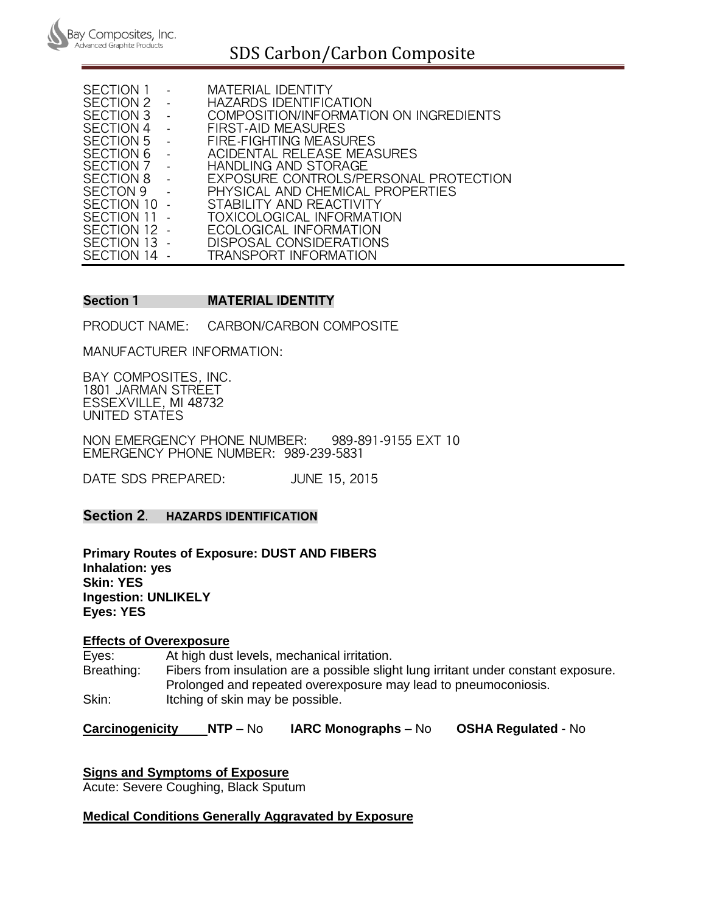# SDS Carbon/Carbon Composite

SECTION 1 - MATERIAL IDENTITY
SECTION 2 - HAZARDS IDENTIFICATION
SECTION 3 - COMPOSITION/INFORMATION ON INGREDIENTS
SECTION 4 - FIRST-AID MEASURES
SECTION 5 - FIRE-FIGHTING MEASURES
SECTION 6 - ACIDENTAL RELEASE MEASURES
SECTION 7 - HANDLING AND STORAGE
SECTION 8 - EXPOSURE CONTROLS/PERSONAL PROTECTION
SECTON 9 - PHYSICAL AND CHEMICAL PROPERTIES
SECTION 10 - STABILITY AND REACTIVITY
SECTION 11 - TOXICOLOGICAL INFORMATION
SECTION 12 - ECOLOGICAL INFORMATION
SECTION 13 - DISPOSAL CONSIDERATIONS
SECTION 14 - TRANSPORT INFORMATION

## Section 1 MATERIAL IDENTITY

PRODUCT NAME: CARBON/CARBON COMPOSITE

MANUFACTURER INFORMATION:

BAY COMPOSITES, INC.
1801 JARMAN STREET
ESSEXVILLE, MI 48732
UNITED STATES

NON EMERGENCY PHONE NUMBER: 989-891-9155 EXT 10
EMERGENCY PHONE NUMBER: 989-239-5831

DATE SDS PREPARED: JUNE 15, 2015

## Section 2. HAZARDS IDENTIFICATION

**Primary Routes of Exposure: DUST AND FIBERS**
**Inhalation: yes**
**Skin: YES**
**Ingestion: UNLIKELY**
**Eyes: YES**

**Effects of Overexposure**

Eyes: At high dust levels, mechanical irritation.
Breathing: Fibers from insulation are a possible slight lung irritant under constant exposure. Prolonged and repeated overexposure may lead to pneumoconiosis.
Skin: Itching of skin may be possible.

**Carcinogenicity** **NTP** – No **IARC Monographs** – No **OSHA Regulated** - No

**Signs and Symptoms of Exposure**

Acute: Severe Coughing, Black Sputum

**Medical Conditions Generally Aggravated by Exposure**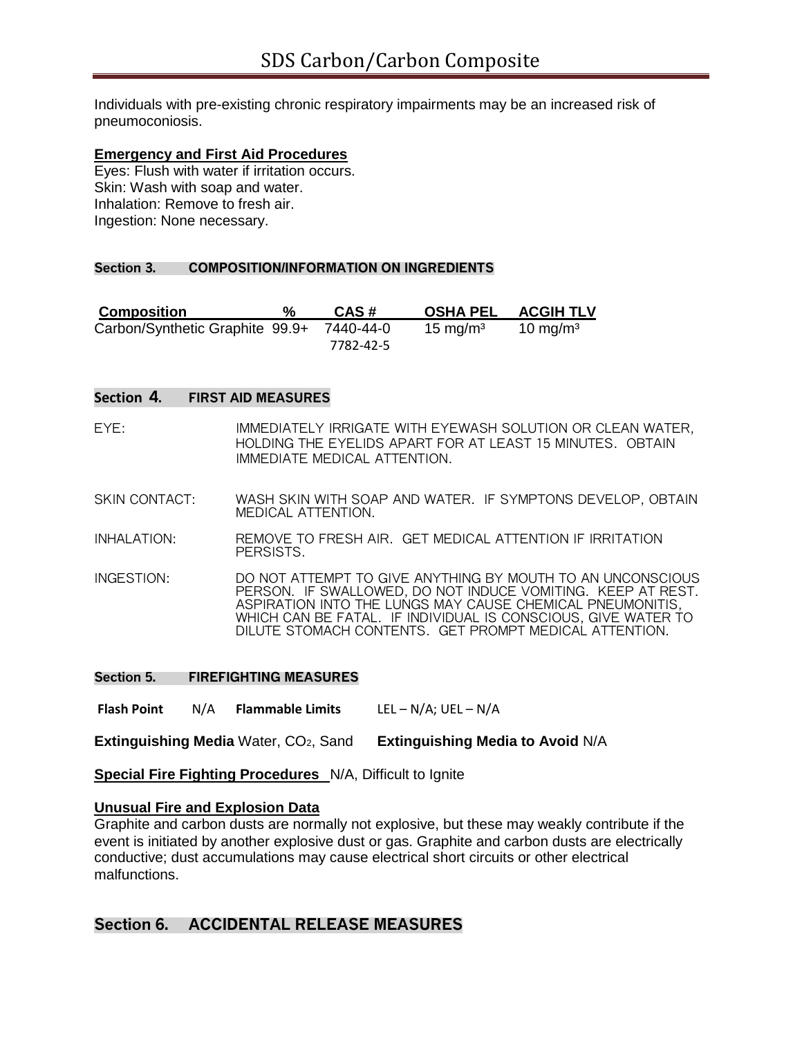Individuals with pre-existing chronic respiratory impairments may be an increased risk of pneumoconiosis.

**Emergency and First Aid Procedures**
Eyes: Flush with water if irritation occurs.
Skin: Wash with soap and water.
Inhalation: Remove to fresh air.
Ingestion: None necessary.

## Section 3. COMPOSITION/INFORMATION ON INGREDIENTS

| Composition | % | CAS # | OSHA PEL | ACGIH TLV |
| --- | --- | --- | --- | --- |
| Carbon/Synthetic Graphite | 99.9+ | 7440-44-0<br>7782-42-5 | 15 mg/m³ | 10 mg/m³ |

## Section 4. FIRST AID MEASURES

EYE: IMMEDIATELY IRRIGATE WITH EYEWASH SOLUTION OR CLEAN WATER, HOLDING THE EYELIDS APART FOR AT LEAST 15 MINUTES. OBTAIN IMMEDIATE MEDICAL ATTENTION.

SKIN CONTACT: WASH SKIN WITH SOAP AND WATER. IF SYMPTONS DEVELOP, OBTAIN MEDICAL ATTENTION.

INHALATION: REMOVE TO FRESH AIR. GET MEDICAL ATTENTION IF IRRITATION PERSISTS.

INGESTION: DO NOT ATTEMPT TO GIVE ANYTHING BY MOUTH TO AN UNCONSCIOUS PERSON. IF SWALLOWED, DO NOT INDUCE VOMITING. KEEP AT REST. ASPIRATION INTO THE LUNGS MAY CAUSE CHEMICAL PNEUMONITIS, WHICH CAN BE FATAL. IF INDIVIDUAL IS CONSCIOUS, GIVE WATER TO DILUTE STOMACH CONTENTS. GET PROMPT MEDICAL ATTENTION.

## Section 5. FIREFIGHTING MEASURES

**Flash Point** N/A **Flammable Limits** LEL – N/A; UEL – N/A

**Extinguishing Media** Water, $CO_2$, Sand **Extinguishing Media to Avoid** N/A

**Special Fire Fighting Procedures** N/A, Difficult to Ignite

**Unusual Fire and Explosion Data**
Graphite and carbon dusts are normally not explosive, but these may weakly contribute if the event is initiated by another explosive dust or gas. Graphite and carbon dusts are electrically conductive; dust accumulations may cause electrical short circuits or other electrical malfunctions.

## Section 6. ACCIDENTAL RELEASE MEASURES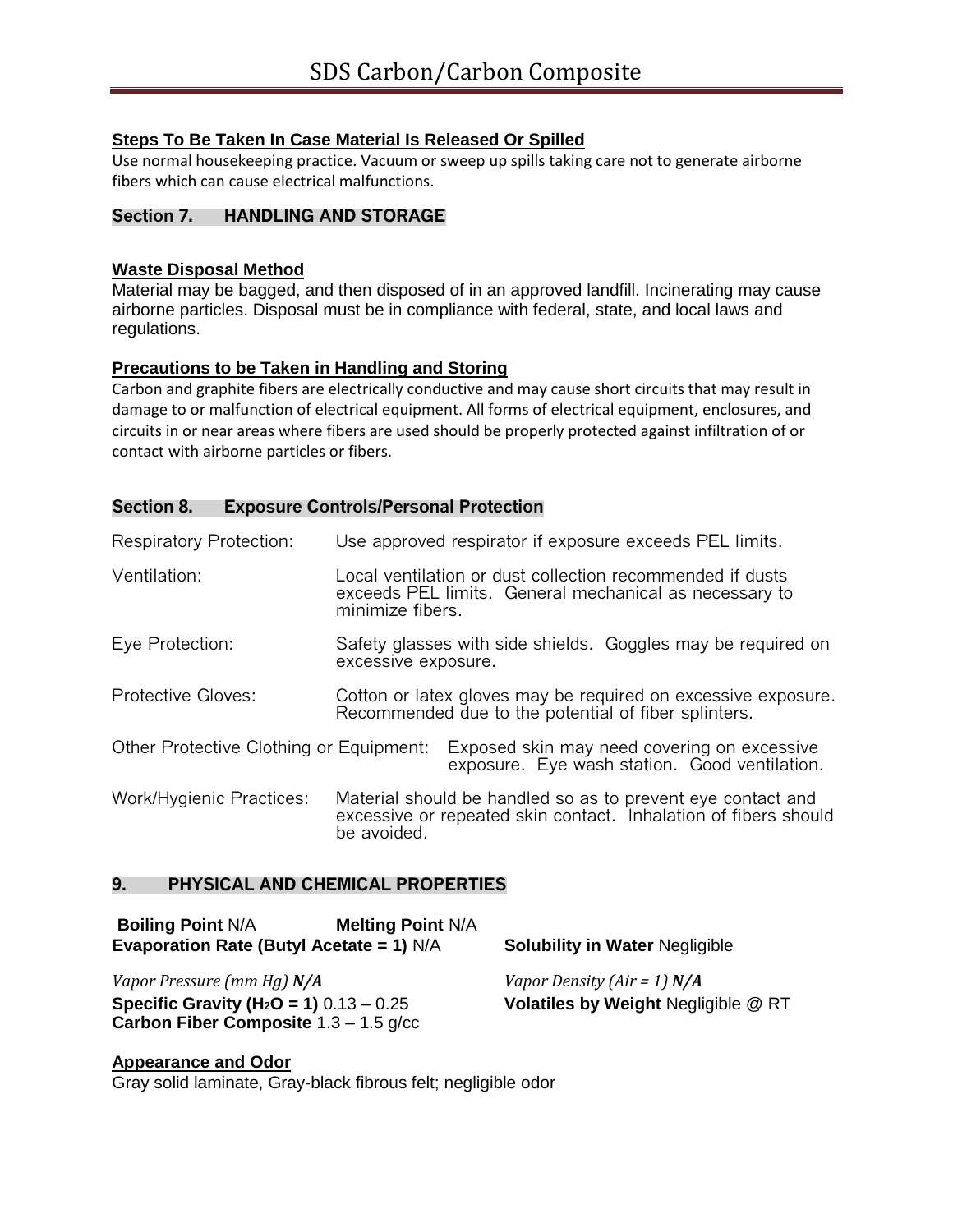### Steps To Be Taken In Case Material Is Released Or Spilled

Use normal housekeeping practice. Vacuum or sweep up spills taking care not to generate airborne fibers which can cause electrical malfunctions.

## Section 7. HANDLING AND STORAGE

### Waste Disposal Method

Material may be bagged, and then disposed of in an approved landfill. Incinerating may cause airborne particles. Disposal must be in compliance with federal, state, and local laws and regulations.

### Precautions to be Taken in Handling and Storing

Carbon and graphite fibers are electrically conductive and may cause short circuits that may result in damage to or malfunction of electrical equipment. All forms of electrical equipment, enclosures, and circuits in or near areas where fibers are used should be properly protected against infiltration of or contact with airborne particles or fibers.

## Section 8. Exposure Controls/Personal Protection

Respiratory Protection: Use approved respirator if exposure exceeds PEL limits.

Ventilation: Local ventilation or dust collection recommended if dusts exceeds PEL limits. General mechanical as necessary to minimize fibers.

Eye Protection: Safety glasses with side shields. Goggles may be required on excessive exposure.

Protective Gloves: Cotton or latex gloves may be required on excessive exposure. Recommended due to the potential of fiber splinters.

Other Protective Clothing or Equipment: Exposed skin may need covering on excessive exposure. Eye wash station. Good ventilation.

Work/Hygienic Practices: Material should be handled so as to prevent eye contact and excessive or repeated skin contact. Inhalation of fibers should be avoided.

## 9. PHYSICAL AND CHEMICAL PROPERTIES

**Boiling Point** N/A **Melting Point** N/A

**Evaporation Rate (Butyl Acetate = 1)** N/A

**Solubility in Water** Negligible

*Vapor Pressure (mm Hg)* ***N/A***

*Vapor Density (Air = 1)* ***N/A***

**Specific Gravity ($H_2O$ = 1)** 0.13 – 0.25

**Carbon Fiber Composite** 1.3 – 1.5 g/cc

**Volatiles by Weight** Negligible @ RT

### Appearance and Odor

Gray solid laminate, Gray-black fibrous felt; negligible odor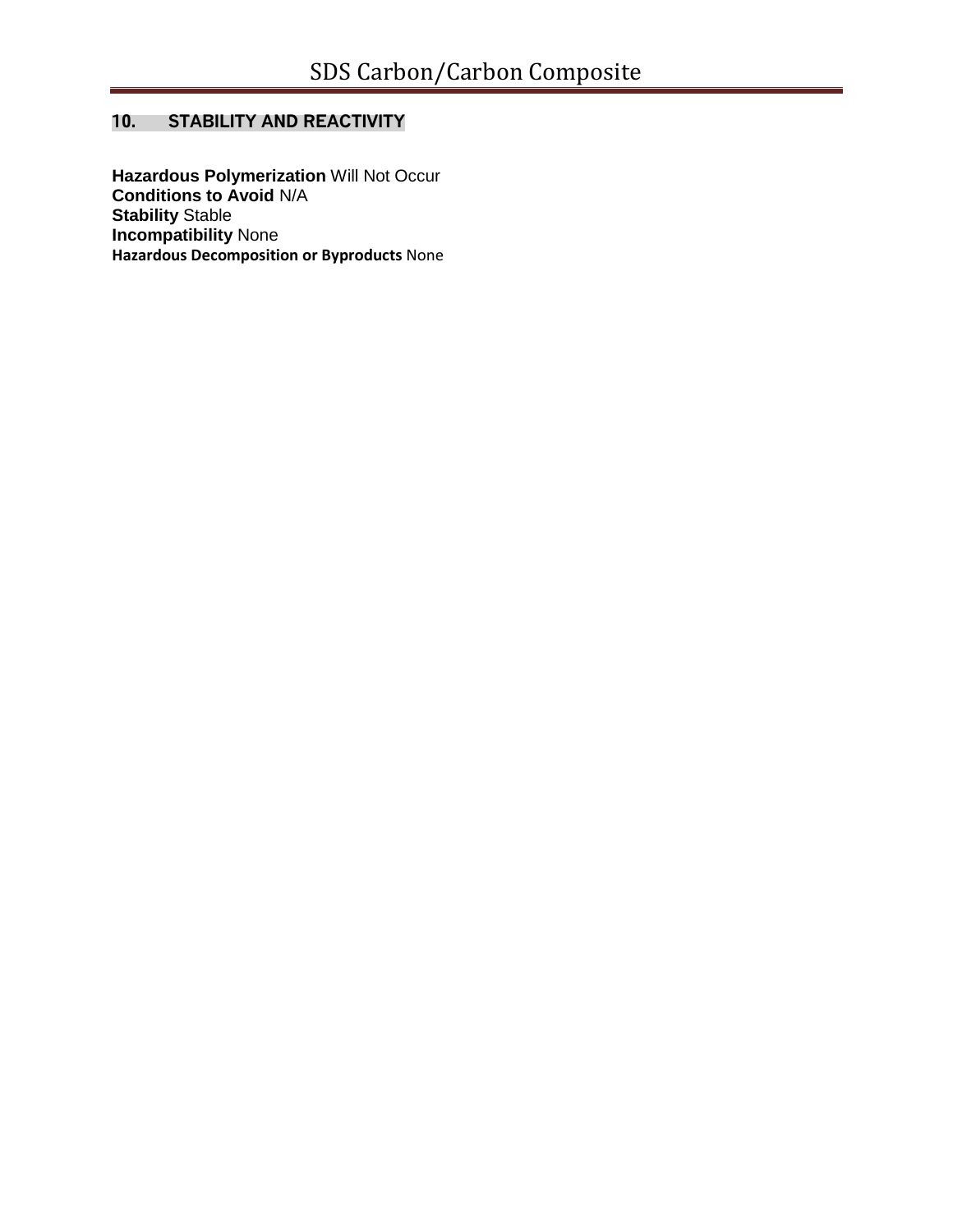## 10. STABILITY AND REACTIVITY

**Hazardous Polymerization** Will Not Occur
**Conditions to Avoid** N/A
**Stability** Stable
**Incompatibility** None
**Hazardous Decomposition or Byproducts** None